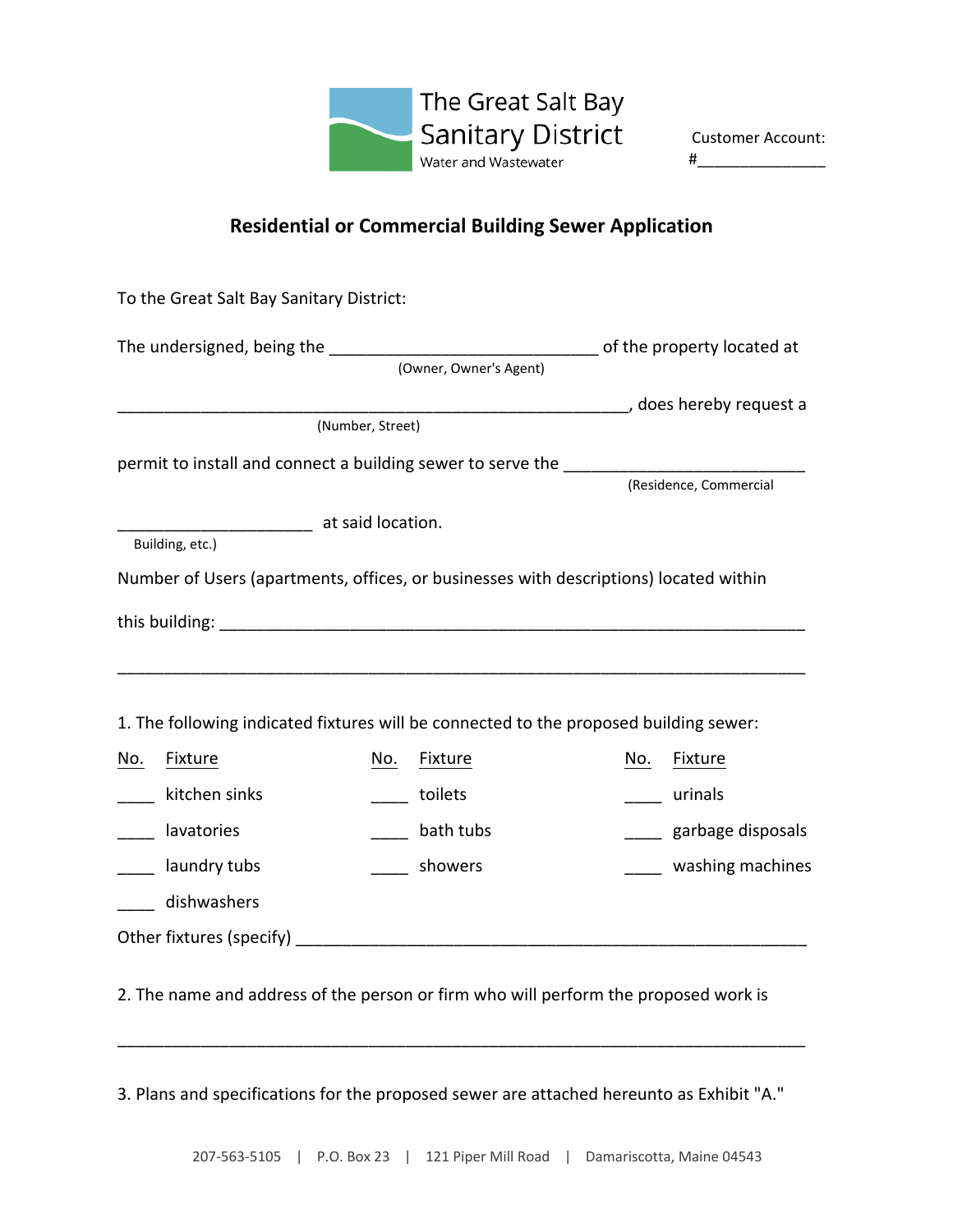The Great Salt Bay
Sanitary District
Water and Wastewater

Customer Account:
#_______________

## Residential or Commercial Building Sewer Application

To the Great Salt Bay Sanitary District:

The undersigned, being the ______________________________ of the property located at
(Owner, Owner's Agent)

________________________________________________________, does hereby request a
(Number, Street)

permit to install and connect a building sewer to serve the __________________________
(Residence, Commercial

_____________________ at said location.
Building, etc.)

Number of Users (apartments, offices, or businesses with descriptions) located within

this building: _____________________________________________________________

____________________________________________________________________________

1. The following indicated fixtures will be connected to the proposed building sewer:

| No. | Fixture | No. | Fixture | No. | Fixture |
|---|---|---|---|---|---|
| ____ | kitchen sinks | ____ | toilets | ____ | urinals |
| ____ | lavatories | ____ | bath tubs | ____ | garbage disposals |
| ____ | laundry tubs | ____ | showers | ____ | washing machines |
| ____ | dishwashers | | | | |

Other fixtures (specify) ____________________________________________________

2. The name and address of the person or firm who will perform the proposed work is

____________________________________________________________________________

3. Plans and specifications for the proposed sewer are attached hereunto as Exhibit "A."

207-563-5105 | P.O. Box 23 | 121 Piper Mill Road | Damariscotta, Maine 04543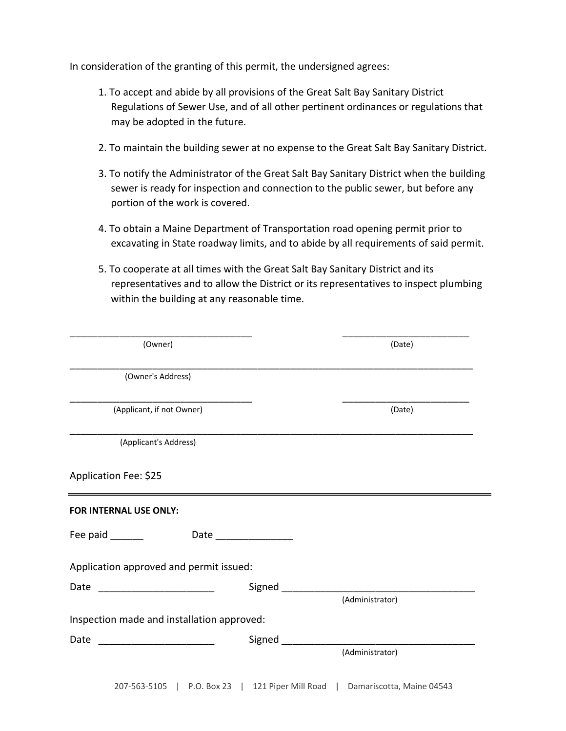In consideration of the granting of this permit, the undersigned agrees:

1. To accept and abide by all provisions of the Great Salt Bay Sanitary District Regulations of Sewer Use, and of all other pertinent ordinances or regulations that may be adopted in the future.

2. To maintain the building sewer at no expense to the Great Salt Bay Sanitary District.

3. To notify the Administrator of the Great Salt Bay Sanitary District when the building sewer is ready for inspection and connection to the public sewer, but before any portion of the work is covered.

4. To obtain a Maine Department of Transportation road opening permit prior to excavating in State roadway limits, and to abide by all requirements of said permit.

5. To cooperate at all times with the Great Salt Bay Sanitary District and its representatives and to allow the District or its representatives to inspect plumbing within the building at any reasonable time.

\_\_\_\_\_\_\_\_\_\_\_\_\_\_\_\_\_\_\_\_\_\_\_\_\_\_\_\_\_\_\_\_\_\_\_ \_\_\_\_\_\_\_\_\_\_\_\_\_\_\_\_\_\_\_\_\_\_\_\_
(Owner) (Date)

\_\_\_\_\_\_\_\_\_\_\_\_\_\_\_\_\_\_\_\_\_\_\_\_\_\_\_\_\_\_\_\_\_\_\_\_\_\_\_\_\_\_\_\_\_\_\_\_\_\_\_\_\_\_\_\_\_\_\_\_\_\_\_\_\_\_\_\_\_\_\_\_\_\_
(Owner's Address)

\_\_\_\_\_\_\_\_\_\_\_\_\_\_\_\_\_\_\_\_\_\_\_\_\_\_\_\_\_\_\_\_\_\_\_ \_\_\_\_\_\_\_\_\_\_\_\_\_\_\_\_\_\_\_\_\_\_\_\_
(Applicant, if not Owner) (Date)

\_\_\_\_\_\_\_\_\_\_\_\_\_\_\_\_\_\_\_\_\_\_\_\_\_\_\_\_\_\_\_\_\_\_\_\_\_\_\_\_\_\_\_\_\_\_\_\_\_\_\_\_\_\_\_\_\_\_\_\_\_\_\_\_\_\_\_\_\_\_\_\_\_\_
(Applicant's Address)

Application Fee: $25

---

**FOR INTERNAL USE ONLY:**

Fee paid \_\_\_\_\_\_ Date \_\_\_\_\_\_\_\_\_\_\_\_\_\_

Application approved and permit issued:

Date \_\_\_\_\_\_\_\_\_\_\_\_\_\_\_\_\_\_\_\_\_ Signed \_\_\_\_\_\_\_\_\_\_\_\_\_\_\_\_\_\_\_\_\_\_\_\_\_\_\_\_\_\_\_\_\_\_\_\_
(Administrator)

Inspection made and installation approved:

Date \_\_\_\_\_\_\_\_\_\_\_\_\_\_\_\_\_\_\_\_\_ Signed \_\_\_\_\_\_\_\_\_\_\_\_\_\_\_\_\_\_\_\_\_\_\_\_\_\_\_\_\_\_\_\_\_\_\_\_
(Administrator)

207-563-5105 | P.O. Box 23 | 121 Piper Mill Road | Damariscotta, Maine 04543